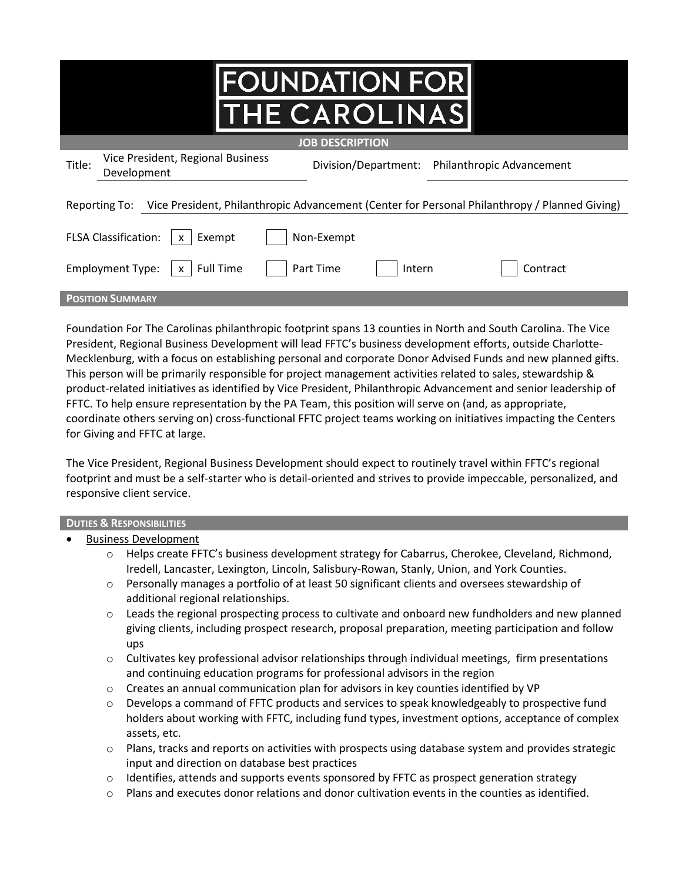# FOUNDATION FOR THE CAROLINAS

## JOB DESCRIPTION

**Title:** Vice President, Regional Business Development

**Division/Department:** Philanthropic Advancement

**Reporting To:** Vice President, Philanthropic Advancement (Center for Personal Philanthropy / Planned Giving)

**FLSA Classification:** [x] Exempt [ ] Non-Exempt

**Employment Type:** [x] Full Time [ ] Part Time [ ] Intern [ ] Contract

## POSITION SUMMARY

Foundation For The Carolinas philanthropic footprint spans 13 counties in North and South Carolina. The Vice President, Regional Business Development will lead FFTC's business development efforts, outside Charlotte-Mecklenburg, with a focus on establishing personal and corporate Donor Advised Funds and new planned gifts. This person will be primarily responsible for project management activities related to sales, stewardship & product-related initiatives as identified by Vice President, Philanthropic Advancement and senior leadership of FFTC. To help ensure representation by the PA Team, this position will serve on (and, as appropriate, coordinate others serving on) cross-functional FFTC project teams working on initiatives impacting the Centers for Giving and FFTC at large.

The Vice President, Regional Business Development should expect to routinely travel within FFTC's regional footprint and must be a self-starter who is detail-oriented and strives to provide impeccable, personalized, and responsive client service.

## DUTIES & RESPONSIBILITIES

- Business Development
  - Helps create FFTC's business development strategy for Cabarrus, Cherokee, Cleveland, Richmond, Iredell, Lancaster, Lexington, Lincoln, Salisbury-Rowan, Stanly, Union, and York Counties.
  - Personally manages a portfolio of at least 50 significant clients and oversees stewardship of additional regional relationships.
  - Leads the regional prospecting process to cultivate and onboard new fundholders and new planned giving clients, including prospect research, proposal preparation, meeting participation and follow ups
  - Cultivates key professional advisor relationships through individual meetings, firm presentations and continuing education programs for professional advisors in the region
  - Creates an annual communication plan for advisors in key counties identified by VP
  - Develops a command of FFTC products and services to speak knowledgeably to prospective fund holders about working with FFTC, including fund types, investment options, acceptance of complex assets, etc.
  - Plans, tracks and reports on activities with prospects using database system and provides strategic input and direction on database best practices
  - Identifies, attends and supports events sponsored by FFTC as prospect generation strategy
  - Plans and executes donor relations and donor cultivation events in the counties as identified.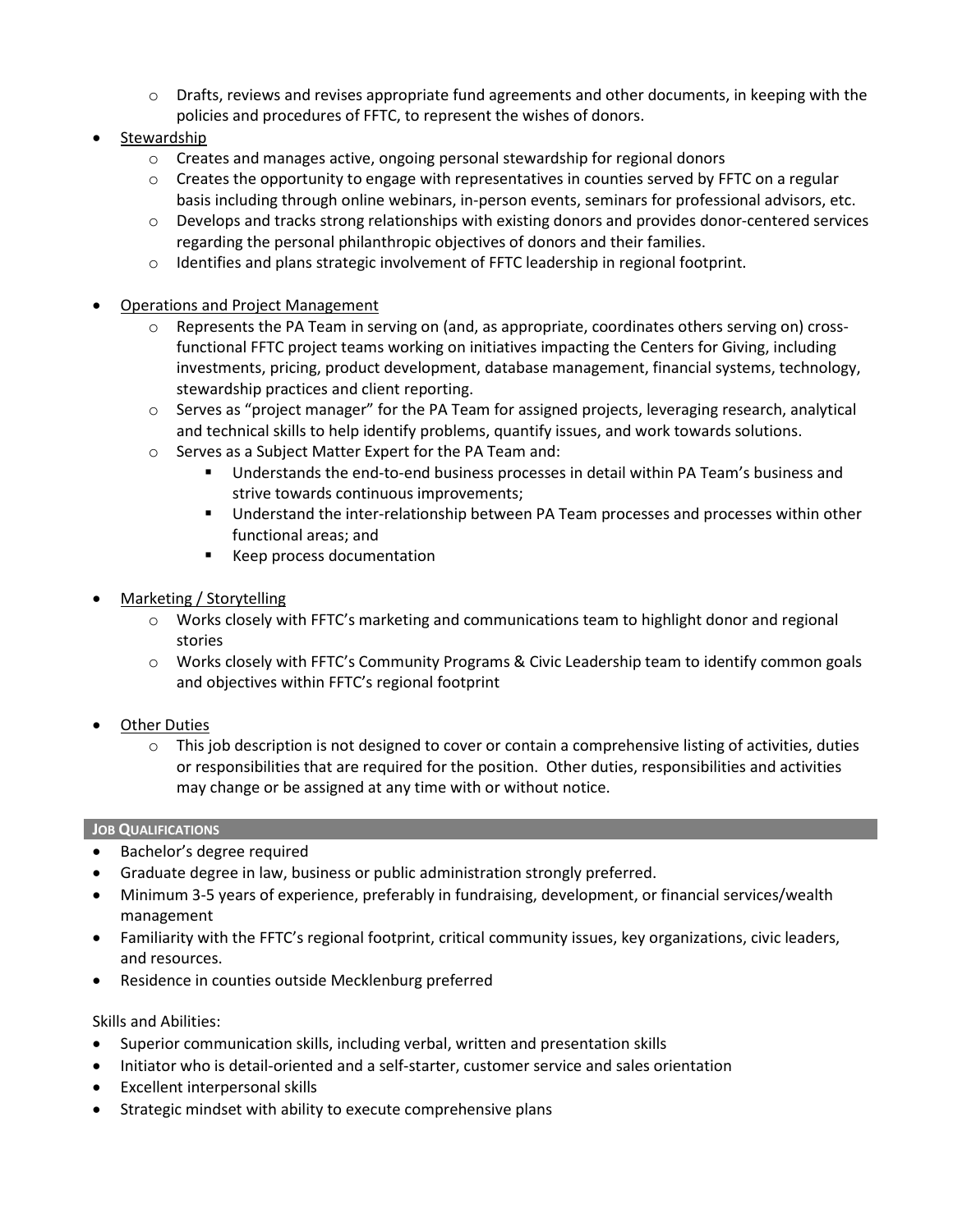- Drafts, reviews and revises appropriate fund agreements and other documents, in keeping with the policies and procedures of FFTC, to represent the wishes of donors.

- Stewardship
  - Creates and manages active, ongoing personal stewardship for regional donors
  - Creates the opportunity to engage with representatives in counties served by FFTC on a regular basis including through online webinars, in-person events, seminars for professional advisors, etc.
  - Develops and tracks strong relationships with existing donors and provides donor-centered services regarding the personal philanthropic objectives of donors and their families.
  - Identifies and plans strategic involvement of FFTC leadership in regional footprint.

- Operations and Project Management
  - Represents the PA Team in serving on (and, as appropriate, coordinates others serving on) cross-functional FFTC project teams working on initiatives impacting the Centers for Giving, including investments, pricing, product development, database management, financial systems, technology, stewardship practices and client reporting.
  - Serves as "project manager" for the PA Team for assigned projects, leveraging research, analytical and technical skills to help identify problems, quantify issues, and work towards solutions.
  - Serves as a Subject Matter Expert for the PA Team and:
    - Understands the end-to-end business processes in detail within PA Team's business and strive towards continuous improvements;
    - Understand the inter-relationship between PA Team processes and processes within other functional areas; and
    - Keep process documentation

- Marketing / Storytelling
  - Works closely with FFTC's marketing and communications team to highlight donor and regional stories
  - Works closely with FFTC's Community Programs & Civic Leadership team to identify common goals and objectives within FFTC's regional footprint

- Other Duties
  - This job description is not designed to cover or contain a comprehensive listing of activities, duties or responsibilities that are required for the position. Other duties, responsibilities and activities may change or be assigned at any time with or without notice.

## JOB QUALIFICATIONS

- Bachelor's degree required
- Graduate degree in law, business or public administration strongly preferred.
- Minimum 3-5 years of experience, preferably in fundraising, development, or financial services/wealth management
- Familiarity with the FFTC's regional footprint, critical community issues, key organizations, civic leaders, and resources.
- Residence in counties outside Mecklenburg preferred

Skills and Abilities:

- Superior communication skills, including verbal, written and presentation skills
- Initiator who is detail-oriented and a self-starter, customer service and sales orientation
- Excellent interpersonal skills
- Strategic mindset with ability to execute comprehensive plans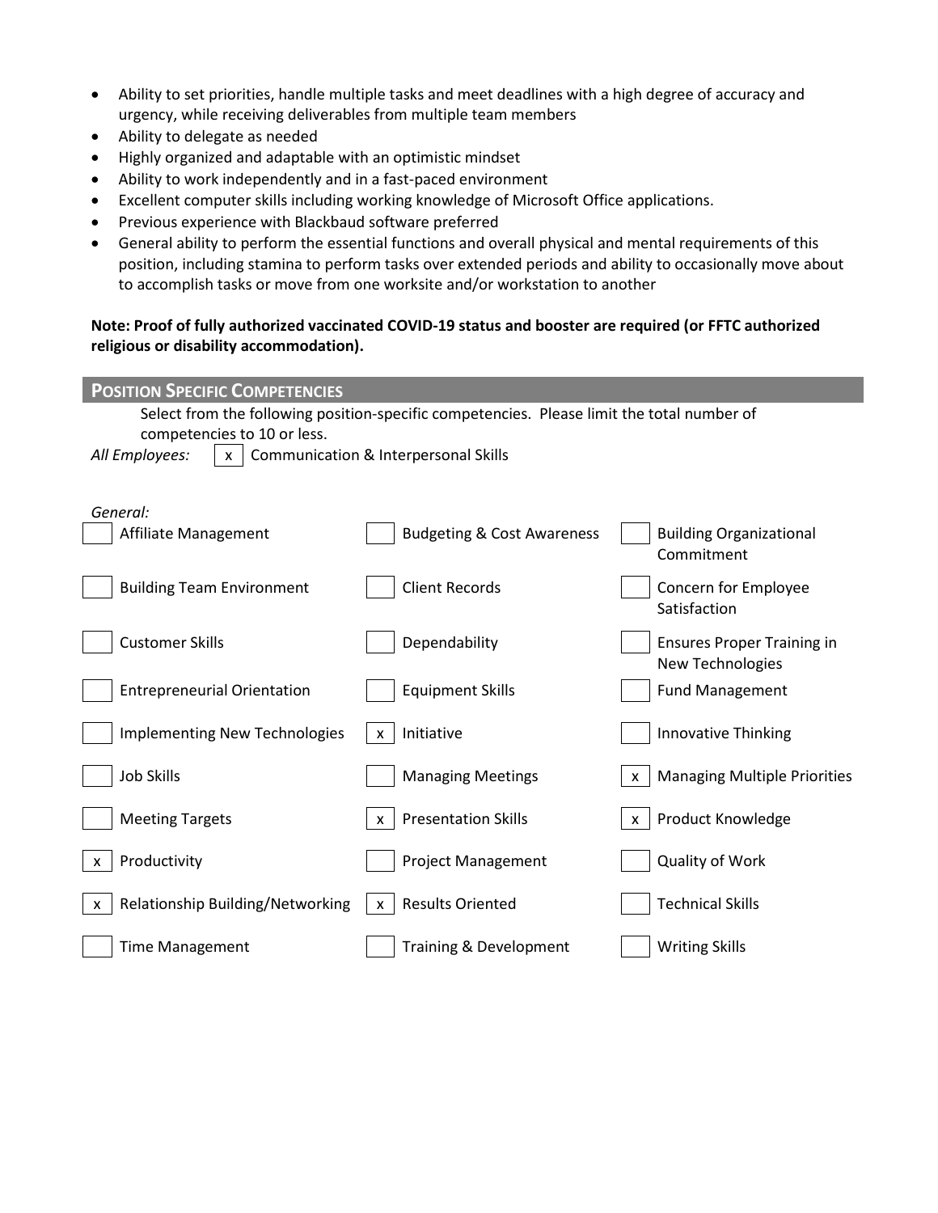- Ability to set priorities, handle multiple tasks and meet deadlines with a high degree of accuracy and urgency, while receiving deliverables from multiple team members
- Ability to delegate as needed
- Highly organized and adaptable with an optimistic mindset
- Ability to work independently and in a fast-paced environment
- Excellent computer skills including working knowledge of Microsoft Office applications.
- Previous experience with Blackbaud software preferred
- General ability to perform the essential functions and overall physical and mental requirements of this position, including stamina to perform tasks over extended periods and ability to occasionally move about to accomplish tasks or move from one worksite and/or workstation to another

**Note: Proof of fully authorized vaccinated COVID-19 status and booster are required (or FFTC authorized religious or disability accommodation).**

## POSITION SPECIFIC COMPETENCIES

Select from the following position-specific competencies. Please limit the total number of competencies to 10 or less.

*All Employees:* [x] Communication & Interpersonal Skills

*General:*

| | | |
|---|---|---|
| [ ] Affiliate Management | [ ] Budgeting & Cost Awareness | [ ] Building Organizational Commitment |
| [ ] Building Team Environment | [ ] Client Records | [ ] Concern for Employee Satisfaction |
| [ ] Customer Skills | [ ] Dependability | [ ] Ensures Proper Training in New Technologies |
| [ ] Entrepreneurial Orientation | [ ] Equipment Skills | [ ] Fund Management |
| [ ] Implementing New Technologies | [x] Initiative | [ ] Innovative Thinking |
| [ ] Job Skills | [ ] Managing Meetings | [x] Managing Multiple Priorities |
| [ ] Meeting Targets | [x] Presentation Skills | [x] Product Knowledge |
| [x] Productivity | [ ] Project Management | [ ] Quality of Work |
| [x] Relationship Building/Networking | [x] Results Oriented | [ ] Technical Skills |
| [ ] Time Management | [ ] Training & Development | [ ] Writing Skills |